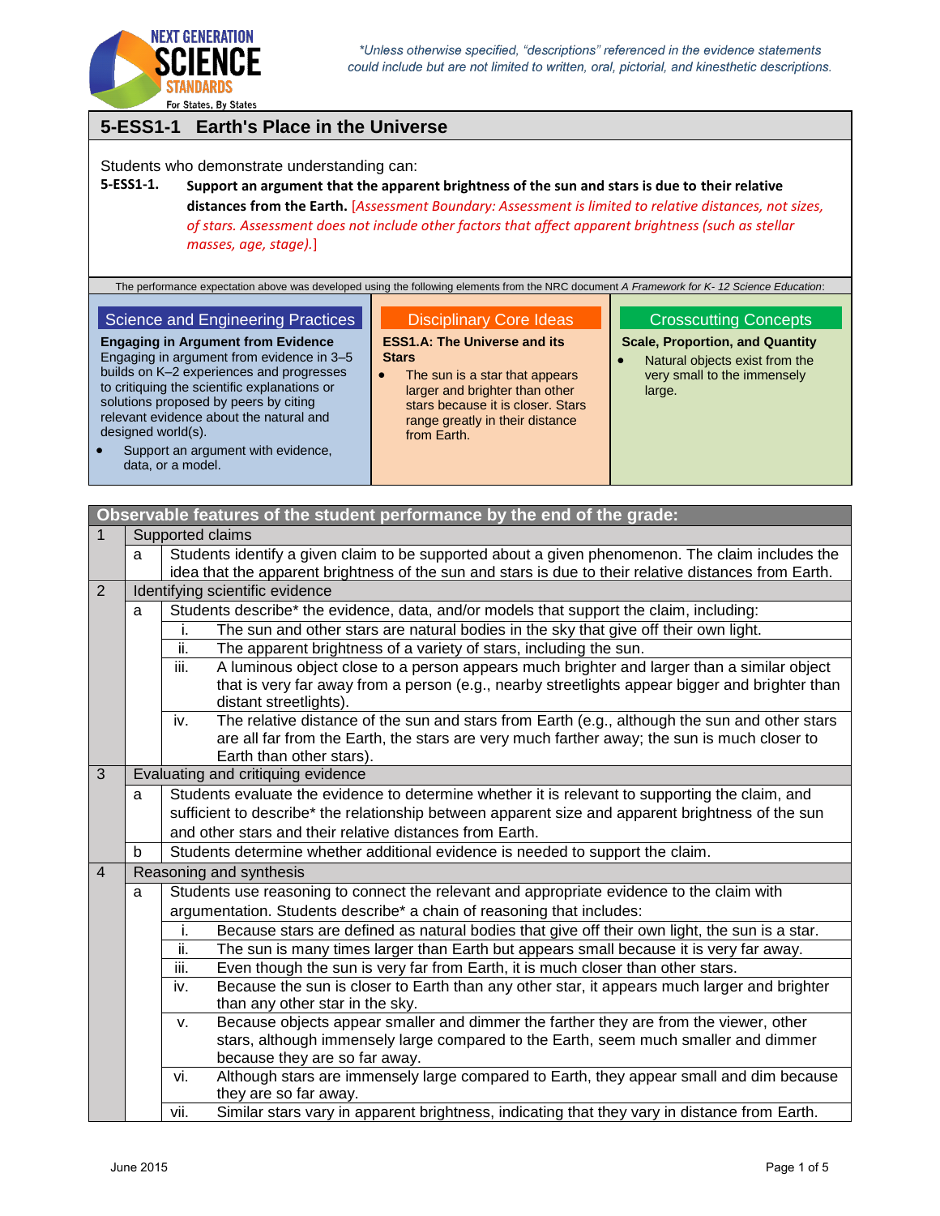*Unless otherwise specified, "descriptions" referenced in the evidence statements could include but are not limited to written, oral, pictorial, and kinesthetic descriptions.

## 5-ESS1-1 Earth's Place in the Universe

Students who demonstrate understanding can:

**5-ESS1-1.** **Support an argument that the apparent brightness of the sun and stars is due to their relative distances from the Earth.** [*Assessment Boundary: Assessment is limited to relative distances, not sizes, of stars. Assessment does not include other factors that affect apparent brightness (such as stellar masses, age, stage).*]

The performance expectation above was developed using the following elements from the NRC document *A Framework for K- 12 Science Education*:

| Science and Engineering Practices | Disciplinary Core Ideas | Crosscutting Concepts |
|---|---|---|
| **Engaging in Argument from Evidence**<br>Engaging in argument from evidence in 3–5 builds on K–2 experiences and progresses to critiquing the scientific explanations or solutions proposed by peers by citing relevant evidence about the natural and designed world(s).<br>• Support an argument with evidence, data, or a model. | **ESS1.A: The Universe and its Stars**<br>• The sun is a star that appears larger and brighter than other stars because it is closer. Stars range greatly in their distance from Earth. | **Scale, Proportion, and Quantity**<br>• Natural objects exist from the very small to the immensely large. |

| Observable features of the student performance by the end of the grade: | | | |
|---|---|---|---|
| 1 | Supported claims | | |
| | a | Students identify a given claim to be supported about a given phenomenon. The claim includes the idea that the apparent brightness of the sun and stars is due to their relative distances from Earth. | |
| 2 | Identifying scientific evidence | | |
| | a | Students describe* the evidence, data, and/or models that support the claim, including: | |
| | | i. | The sun and other stars are natural bodies in the sky that give off their own light. |
| | | ii. | The apparent brightness of a variety of stars, including the sun. |
| | | iii. | A luminous object close to a person appears much brighter and larger than a similar object that is very far away from a person (e.g., nearby streetlights appear bigger and brighter than distant streetlights). |
| | | iv. | The relative distance of the sun and stars from Earth (e.g., although the sun and other stars are all far from the Earth, the stars are very much farther away; the sun is much closer to Earth than other stars). |
| 3 | Evaluating and critiquing evidence | | |
| | a | Students evaluate the evidence to determine whether it is relevant to supporting the claim, and sufficient to describe* the relationship between apparent size and apparent brightness of the sun and other stars and their relative distances from Earth. | |
| | b | Students determine whether additional evidence is needed to support the claim. | |
| 4 | Reasoning and synthesis | | |
| | a | Students use reasoning to connect the relevant and appropriate evidence to the claim with argumentation. Students describe* a chain of reasoning that includes: | |
| | | i. | Because stars are defined as natural bodies that give off their own light, the sun is a star. |
| | | ii. | The sun is many times larger than Earth but appears small because it is very far away. |
| | | iii. | Even though the sun is very far from Earth, it is much closer than other stars. |
| | | iv. | Because the sun is closer to Earth than any other star, it appears much larger and brighter than any other star in the sky. |
| | | v. | Because objects appear smaller and dimmer the farther they are from the viewer, other stars, although immensely large compared to the Earth, seem much smaller and dimmer because they are so far away. |
| | | vi. | Although stars are immensely large compared to Earth, they appear small and dim because they are so far away. |
| | | vii. | Similar stars vary in apparent brightness, indicating that they vary in distance from Earth. |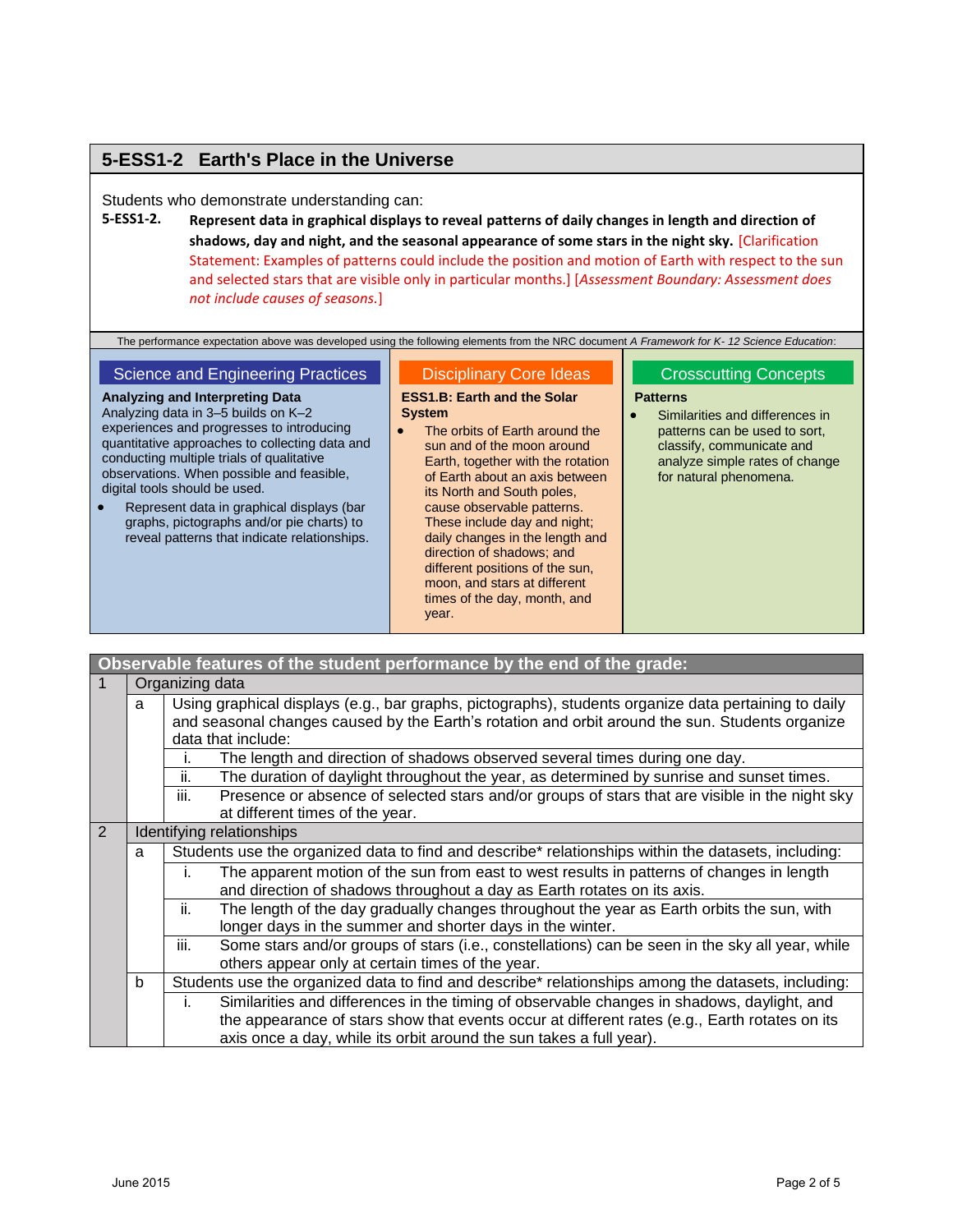## 5-ESS1-2 Earth's Place in the Universe

Students who demonstrate understanding can:

**5-ESS1-2.** **Represent data in graphical displays to reveal patterns of daily changes in length and direction of shadows, day and night, and the seasonal appearance of some stars in the night sky.** [Clarification Statement: Examples of patterns could include the position and motion of Earth with respect to the sun and selected stars that are visible only in particular months.] [*Assessment Boundary: Assessment does not include causes of seasons.*]

The performance expectation above was developed using the following elements from the NRC document *A Framework for K- 12 Science Education*:

| Science and Engineering Practices | Disciplinary Core Ideas | Crosscutting Concepts |
|---|---|---|
| **Analyzing and Interpreting Data**<br>Analyzing data in 3–5 builds on K–2 experiences and progresses to introducing quantitative approaches to collecting data and conducting multiple trials of qualitative observations. When possible and feasible, digital tools should be used.<br>• Represent data in graphical displays (bar graphs, pictographs and/or pie charts) to reveal patterns that indicate relationships. | **ESS1.B: Earth and the Solar System**<br>• The orbits of Earth around the sun and of the moon around Earth, together with the rotation of Earth about an axis between its North and South poles, cause observable patterns. These include day and night; daily changes in the length and direction of shadows; and different positions of the sun, moon, and stars at different times of the day, month, and year. | **Patterns**<br>• Similarities and differences in patterns can be used to sort, classify, communicate and analyze simple rates of change for natural phenomena. |

| Observable features of the student performance by the end of the grade: | | | |
|---|---|---|---|
| 1 | Organizing data | | |
| | a | Using graphical displays (e.g., bar graphs, pictographs), students organize data pertaining to daily and seasonal changes caused by the Earth's rotation and orbit around the sun. Students organize data that include: | |
| | | i. | The length and direction of shadows observed several times during one day. |
| | | ii. | The duration of daylight throughout the year, as determined by sunrise and sunset times. |
| | | iii. | Presence or absence of selected stars and/or groups of stars that are visible in the night sky at different times of the year. |
| 2 | Identifying relationships | | |
| | a | Students use the organized data to find and describe* relationships within the datasets, including: | |
| | | i. | The apparent motion of the sun from east to west results in patterns of changes in length and direction of shadows throughout a day as Earth rotates on its axis. |
| | | ii. | The length of the day gradually changes throughout the year as Earth orbits the sun, with longer days in the summer and shorter days in the winter. |
| | | iii. | Some stars and/or groups of stars (i.e., constellations) can be seen in the sky all year, while others appear only at certain times of the year. |
| | b | Students use the organized data to find and describe* relationships among the datasets, including: | |
| | | i. | Similarities and differences in the timing of observable changes in shadows, daylight, and the appearance of stars show that events occur at different rates (e.g., Earth rotates on its axis once a day, while its orbit around the sun takes a full year). |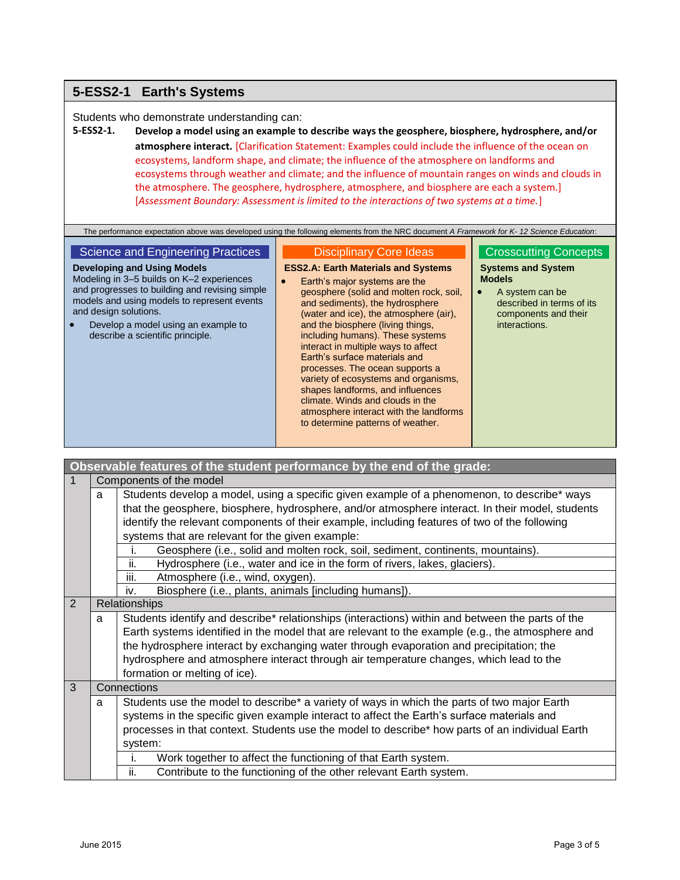## 5-ESS2-1 Earth's Systems

Students who demonstrate understanding can:

**5-ESS2-1.** **Develop a model using an example to describe ways the geosphere, biosphere, hydrosphere, and/or atmosphere interact.** [Clarification Statement: Examples could include the influence of the ocean on ecosystems, landform shape, and climate; the influence of the atmosphere on landforms and ecosystems through weather and climate; and the influence of mountain ranges on winds and clouds in the atmosphere. The geosphere, hydrosphere, atmosphere, and biosphere are each a system.] [*Assessment Boundary: Assessment is limited to the interactions of two systems at a time.*]

The performance expectation above was developed using the following elements from the NRC document *A Framework for K- 12 Science Education*:

| Science and Engineering Practices | Disciplinary Core Ideas | Crosscutting Concepts |
|---|---|---|
| **Developing and Using Models**<br>Modeling in 3–5 builds on K–2 experiences and progresses to building and revising simple models and using models to represent events and design solutions.<br>• Develop a model using an example to describe a scientific principle. | **ESS2.A: Earth Materials and Systems**<br>• Earth's major systems are the geosphere (solid and molten rock, soil, and sediments), the hydrosphere (water and ice), the atmosphere (air), and the biosphere (living things, including humans). These systems interact in multiple ways to affect Earth's surface materials and processes. The ocean supports a variety of ecosystems and organisms, shapes landforms, and influences climate. Winds and clouds in the atmosphere interact with the landforms to determine patterns of weather. | **Systems and System Models**<br>• A system can be described in terms of its components and their interactions. |

| Observable features of the student performance by the end of the grade: | | | |
|---|---|---|---|
| 1 | Components of the model | | |
| | a | Students develop a model, using a specific given example of a phenomenon, to describe* ways that the geosphere, biosphere, hydrosphere, and/or atmosphere interact. In their model, students identify the relevant components of their example, including features of two of the following systems that are relevant for the given example: | |
| | | i. | Geosphere (i.e., solid and molten rock, soil, sediment, continents, mountains). |
| | | ii. | Hydrosphere (i.e., water and ice in the form of rivers, lakes, glaciers). |
| | | iii. | Atmosphere (i.e., wind, oxygen). |
| | | iv. | Biosphere (i.e., plants, animals [including humans]). |
| 2 | Relationships | | |
| | a | Students identify and describe* relationships (interactions) within and between the parts of the Earth systems identified in the model that are relevant to the example (e.g., the atmosphere and the hydrosphere interact by exchanging water through evaporation and precipitation; the hydrosphere and atmosphere interact through air temperature changes, which lead to the formation or melting of ice). | |
| 3 | Connections | | |
| | a | Students use the model to describe* a variety of ways in which the parts of two major Earth systems in the specific given example interact to affect the Earth's surface materials and processes in that context. Students use the model to describe* how parts of an individual Earth system: | |
| | | i. | Work together to affect the functioning of that Earth system. |
| | | ii. | Contribute to the functioning of the other relevant Earth system. |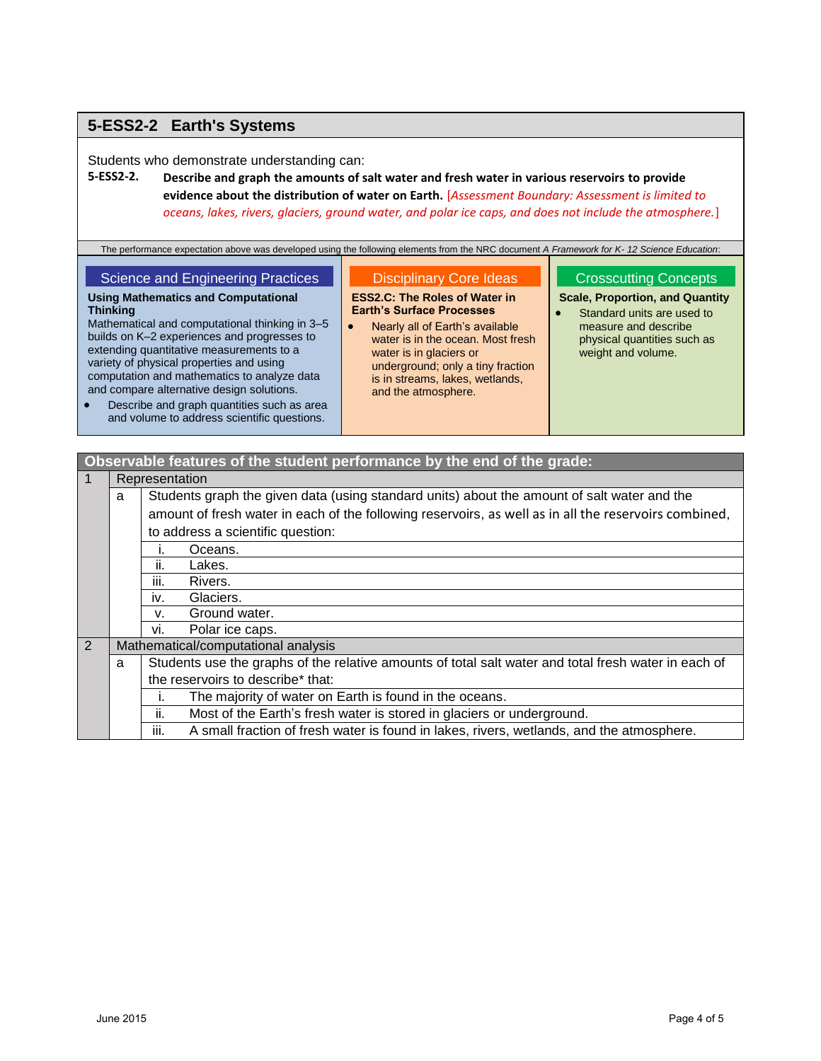## 5-ESS2-2 Earth's Systems

Students who demonstrate understanding can:

**5-ESS2-2.** **Describe and graph the amounts of salt water and fresh water in various reservoirs to provide evidence about the distribution of water on Earth.** [*Assessment Boundary: Assessment is limited to oceans, lakes, rivers, glaciers, ground water, and polar ice caps, and does not include the atmosphere.*]

The performance expectation above was developed using the following elements from the NRC document *A Framework for K- 12 Science Education*:

### Science and Engineering Practices

**Using Mathematics and Computational Thinking**

Mathematical and computational thinking in 3–5 builds on K–2 experiences and progresses to extending quantitative measurements to a variety of physical properties and using computation and mathematics to analyze data and compare alternative design solutions.

- Describe and graph quantities such as area and volume to address scientific questions.

### Disciplinary Core Ideas

**ESS2.C: The Roles of Water in Earth's Surface Processes**

- Nearly all of Earth's available water is in the ocean. Most fresh water is in glaciers or underground; only a tiny fraction is in streams, lakes, wetlands, and the atmosphere.

### Crosscutting Concepts

**Scale, Proportion, and Quantity**

- Standard units are used to measure and describe physical quantities such as weight and volume.

| Observable features of the student performance by the end of the grade: | | | |
|---|---|---|---|
| 1 | Representation | | |
| | a | Students graph the given data (using standard units) about the amount of salt water and the amount of fresh water in each of the following reservoirs, as well as in all the reservoirs combined, to address a scientific question: | |
| | | i. | Oceans. |
| | | ii. | Lakes. |
| | | iii. | Rivers. |
| | | iv. | Glaciers. |
| | | v. | Ground water. |
| | | vi. | Polar ice caps. |
| 2 | Mathematical/computational analysis | | |
| | a | Students use the graphs of the relative amounts of total salt water and total fresh water in each of the reservoirs to describe* that: | |
| | | i. | The majority of water on Earth is found in the oceans. |
| | | ii. | Most of the Earth's fresh water is stored in glaciers or underground. |
| | | iii. | A small fraction of fresh water is found in lakes, rivers, wetlands, and the atmosphere. |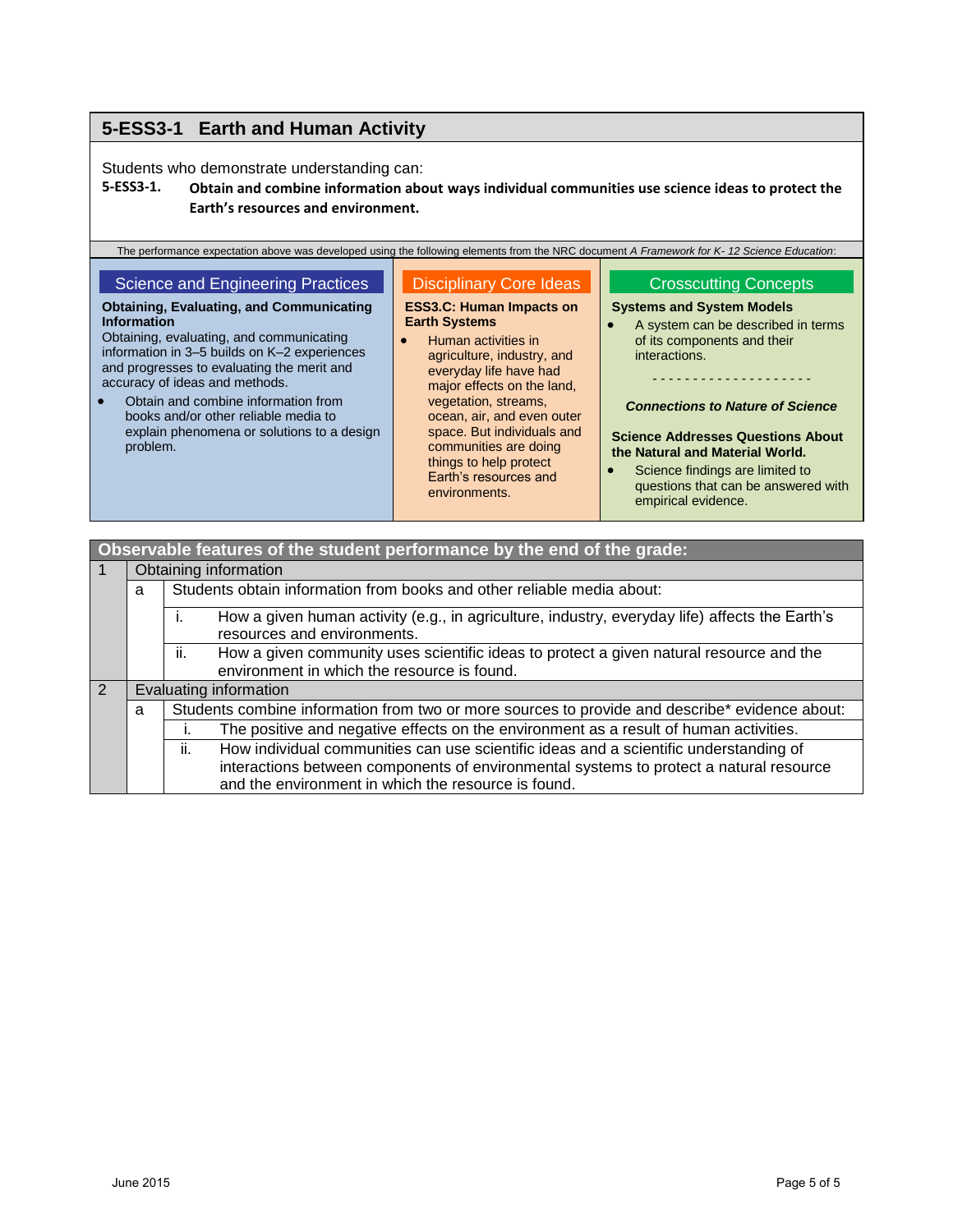## 5-ESS3-1 Earth and Human Activity

Students who demonstrate understanding can:

**5-ESS3-1.** **Obtain and combine information about ways individual communities use science ideas to protect the Earth's resources and environment.**

The performance expectation above was developed using the following elements from the NRC document *A Framework for K- 12 Science Education*:

### Science and Engineering Practices

**Obtaining, Evaluating, and Communicating Information**

Obtaining, evaluating, and communicating information in 3–5 builds on K–2 experiences and progresses to evaluating the merit and accuracy of ideas and methods.

- Obtain and combine information from books and/or other reliable media to explain phenomena or solutions to a design problem.

### Disciplinary Core Ideas

**ESS3.C: Human Impacts on Earth Systems**

- Human activities in agriculture, industry, and everyday life have had major effects on the land, vegetation, streams, ocean, air, and even outer space. But individuals and communities are doing things to help protect Earth's resources and environments.

### Crosscutting Concepts

**Systems and System Models**

- A system can be described in terms of its components and their interactions.

- - - - - - - - - - - - - - - - - - - -

***Connections to Nature of Science***

**Science Addresses Questions About the Natural and Material World.**

- Science findings are limited to questions that can be answered with empirical evidence.

| Observable features of the student performance by the end of the grade: | | | |
|---|---|---|---|
| 1 | Obtaining information | | |
| | a | Students obtain information from books and other reliable media about: | |
| | | i. | How a given human activity (e.g., in agriculture, industry, everyday life) affects the Earth's resources and environments. |
| | | ii. | How a given community uses scientific ideas to protect a given natural resource and the environment in which the resource is found. |
| 2 | Evaluating information | | |
| | a | Students combine information from two or more sources to provide and describe* evidence about: | |
| | | i. | The positive and negative effects on the environment as a result of human activities. |
| | | ii. | How individual communities can use scientific ideas and a scientific understanding of interactions between components of environmental systems to protect a natural resource and the environment in which the resource is found. |